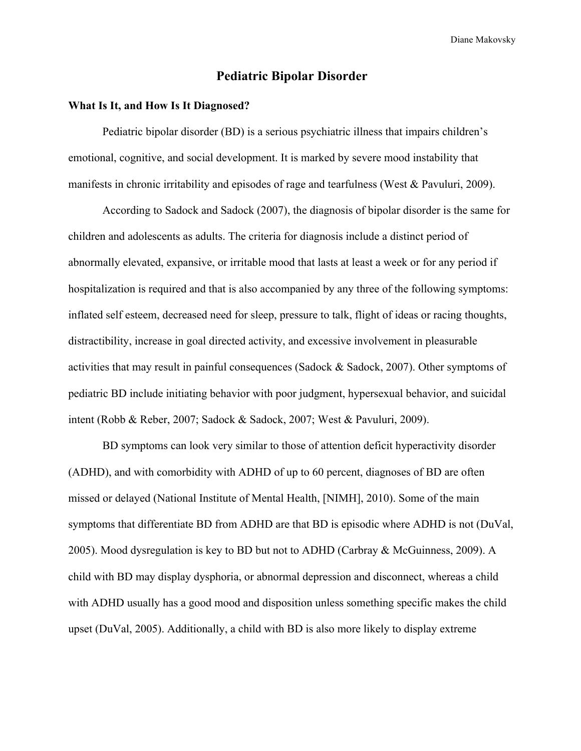# Pediatric Bipolar Disorder

## What Is It, and How Is It Diagnosed?

Pediatric bipolar disorder (BD) is a serious psychiatric illness that impairs children's emotional, cognitive, and social development. It is marked by severe mood instability that manifests in chronic irritability and episodes of rage and tearfulness (West & Pavuluri, 2009).

According to Sadock and Sadock (2007), the diagnosis of bipolar disorder is the same for children and adolescents as adults. The criteria for diagnosis include a distinct period of abnormally elevated, expansive, or irritable mood that lasts at least a week or for any period if hospitalization is required and that is also accompanied by any three of the following symptoms: inflated self esteem, decreased need for sleep, pressure to talk, flight of ideas or racing thoughts, distractibility, increase in goal directed activity, and excessive involvement in pleasurable activities that may result in painful consequences (Sadock & Sadock, 2007). Other symptoms of pediatric BD include initiating behavior with poor judgment, hypersexual behavior, and suicidal intent (Robb & Reber, 2007; Sadock & Sadock, 2007; West & Pavuluri, 2009).

BD symptoms can look very similar to those of attention deficit hyperactivity disorder (ADHD), and with comorbidity with ADHD of up to 60 percent, diagnoses of BD are often missed or delayed (National Institute of Mental Health, [NIMH], 2010). Some of the main symptoms that differentiate BD from ADHD are that BD is episodic where ADHD is not (DuVal, 2005). Mood dysregulation is key to BD but not to ADHD (Carbray & McGuinness, 2009). A child with BD may display dysphoria, or abnormal depression and disconnect, whereas a child with ADHD usually has a good mood and disposition unless something specific makes the child upset (DuVal, 2005). Additionally, a child with BD is also more likely to display extreme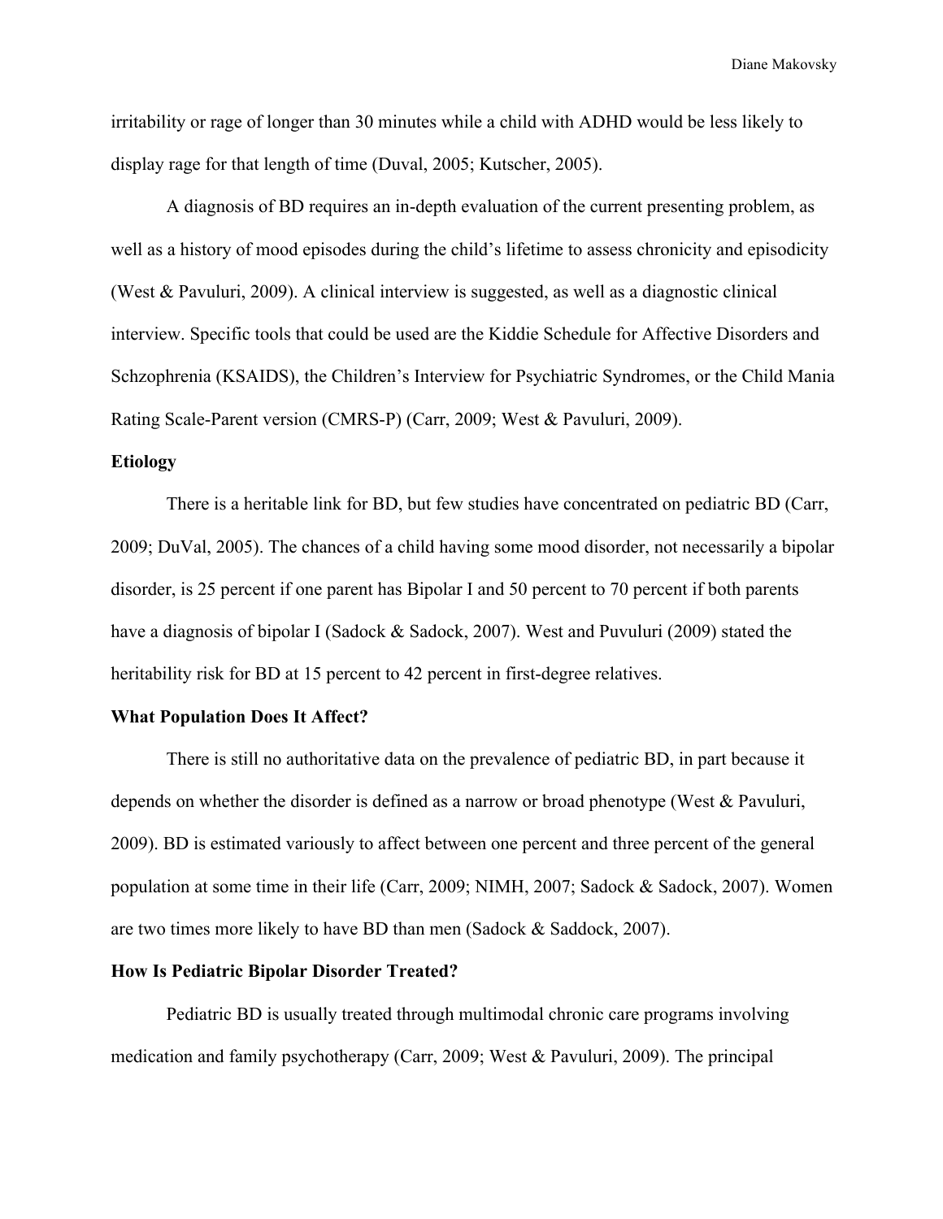irritability or rage of longer than 30 minutes while a child with ADHD would be less likely to display rage for that length of time (Duval, 2005; Kutscher, 2005).

A diagnosis of BD requires an in-depth evaluation of the current presenting problem, as well as a history of mood episodes during the child's lifetime to assess chronicity and episodicity (West & Pavuluri, 2009). A clinical interview is suggested, as well as a diagnostic clinical interview. Specific tools that could be used are the Kiddie Schedule for Affective Disorders and Schzophrenia (KSAIDS), the Children's Interview for Psychiatric Syndromes, or the Child Mania Rating Scale-Parent version (CMRS-P) (Carr, 2009; West & Pavuluri, 2009).

**Etiology**

There is a heritable link for BD, but few studies have concentrated on pediatric BD (Carr, 2009; DuVal, 2005). The chances of a child having some mood disorder, not necessarily a bipolar disorder, is 25 percent if one parent has Bipolar I and 50 percent to 70 percent if both parents have a diagnosis of bipolar I (Sadock & Sadock, 2007). West and Puvuluri (2009) stated the heritability risk for BD at 15 percent to 42 percent in first-degree relatives.

**What Population Does It Affect?**

There is still no authoritative data on the prevalence of pediatric BD, in part because it depends on whether the disorder is defined as a narrow or broad phenotype (West & Pavuluri, 2009). BD is estimated variously to affect between one percent and three percent of the general population at some time in their life (Carr, 2009; NIMH, 2007; Sadock & Sadock, 2007). Women are two times more likely to have BD than men (Sadock & Saddock, 2007).

**How Is Pediatric Bipolar Disorder Treated?**

Pediatric BD is usually treated through multimodal chronic care programs involving medication and family psychotherapy (Carr, 2009; West & Pavuluri, 2009). The principal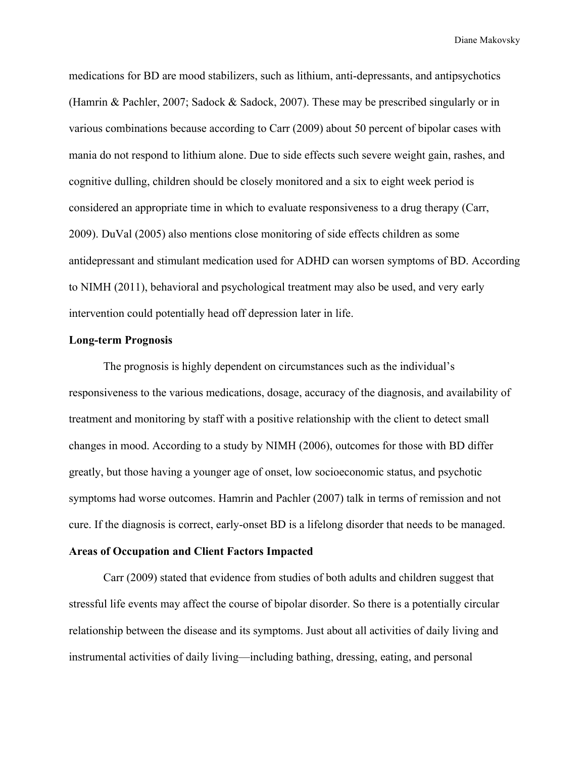medications for BD are mood stabilizers, such as lithium, anti-depressants, and antipsychotics (Hamrin & Pachler, 2007; Sadock & Sadock, 2007). These may be prescribed singularly or in various combinations because according to Carr (2009) about 50 percent of bipolar cases with mania do not respond to lithium alone. Due to side effects such severe weight gain, rashes, and cognitive dulling, children should be closely monitored and a six to eight week period is considered an appropriate time in which to evaluate responsiveness to a drug therapy (Carr, 2009). DuVal (2005) also mentions close monitoring of side effects children as some antidepressant and stimulant medication used for ADHD can worsen symptoms of BD. According to NIMH (2011), behavioral and psychological treatment may also be used, and very early intervention could potentially head off depression later in life.

**Long-term Prognosis**

The prognosis is highly dependent on circumstances such as the individual's responsiveness to the various medications, dosage, accuracy of the diagnosis, and availability of treatment and monitoring by staff with a positive relationship with the client to detect small changes in mood. According to a study by NIMH (2006), outcomes for those with BD differ greatly, but those having a younger age of onset, low socioeconomic status, and psychotic symptoms had worse outcomes. Hamrin and Pachler (2007) talk in terms of remission and not cure. If the diagnosis is correct, early-onset BD is a lifelong disorder that needs to be managed.

**Areas of Occupation and Client Factors Impacted**

Carr (2009) stated that evidence from studies of both adults and children suggest that stressful life events may affect the course of bipolar disorder. So there is a potentially circular relationship between the disease and its symptoms. Just about all activities of daily living and instrumental activities of daily living—including bathing, dressing, eating, and personal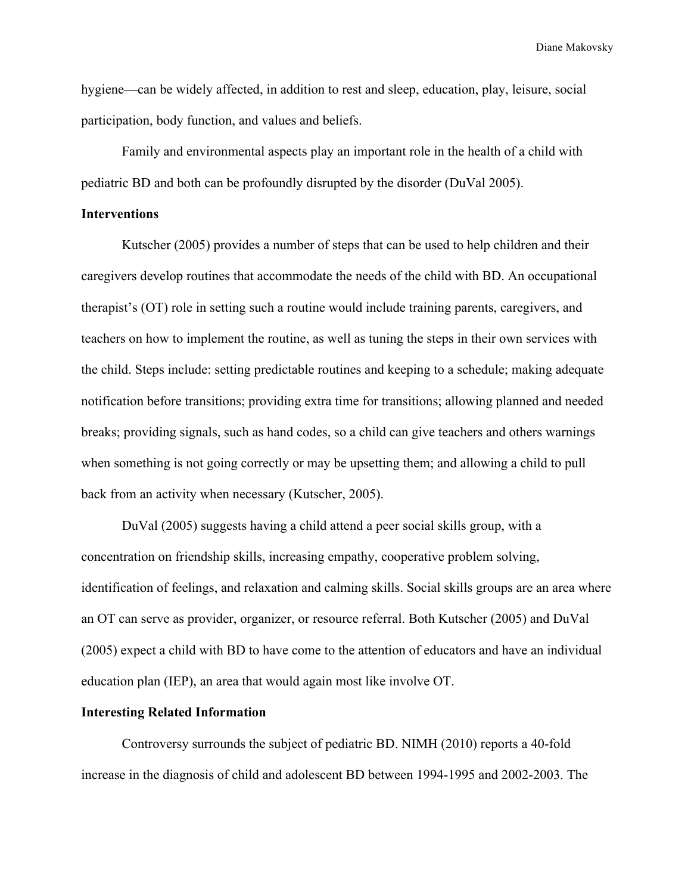hygiene—can be widely affected, in addition to rest and sleep, education, play, leisure, social participation, body function, and values and beliefs.

Family and environmental aspects play an important role in the health of a child with pediatric BD and both can be profoundly disrupted by the disorder (DuVal 2005).

**Interventions**

Kutscher (2005) provides a number of steps that can be used to help children and their caregivers develop routines that accommodate the needs of the child with BD. An occupational therapist's (OT) role in setting such a routine would include training parents, caregivers, and teachers on how to implement the routine, as well as tuning the steps in their own services with the child. Steps include: setting predictable routines and keeping to a schedule; making adequate notification before transitions; providing extra time for transitions; allowing planned and needed breaks; providing signals, such as hand codes, so a child can give teachers and others warnings when something is not going correctly or may be upsetting them; and allowing a child to pull back from an activity when necessary (Kutscher, 2005).

DuVal (2005) suggests having a child attend a peer social skills group, with a concentration on friendship skills, increasing empathy, cooperative problem solving, identification of feelings, and relaxation and calming skills. Social skills groups are an area where an OT can serve as provider, organizer, or resource referral. Both Kutscher (2005) and DuVal (2005) expect a child with BD to have come to the attention of educators and have an individual education plan (IEP), an area that would again most like involve OT.

**Interesting Related Information**

Controversy surrounds the subject of pediatric BD. NIMH (2010) reports a 40-fold increase in the diagnosis of child and adolescent BD between 1994-1995 and 2002-2003. The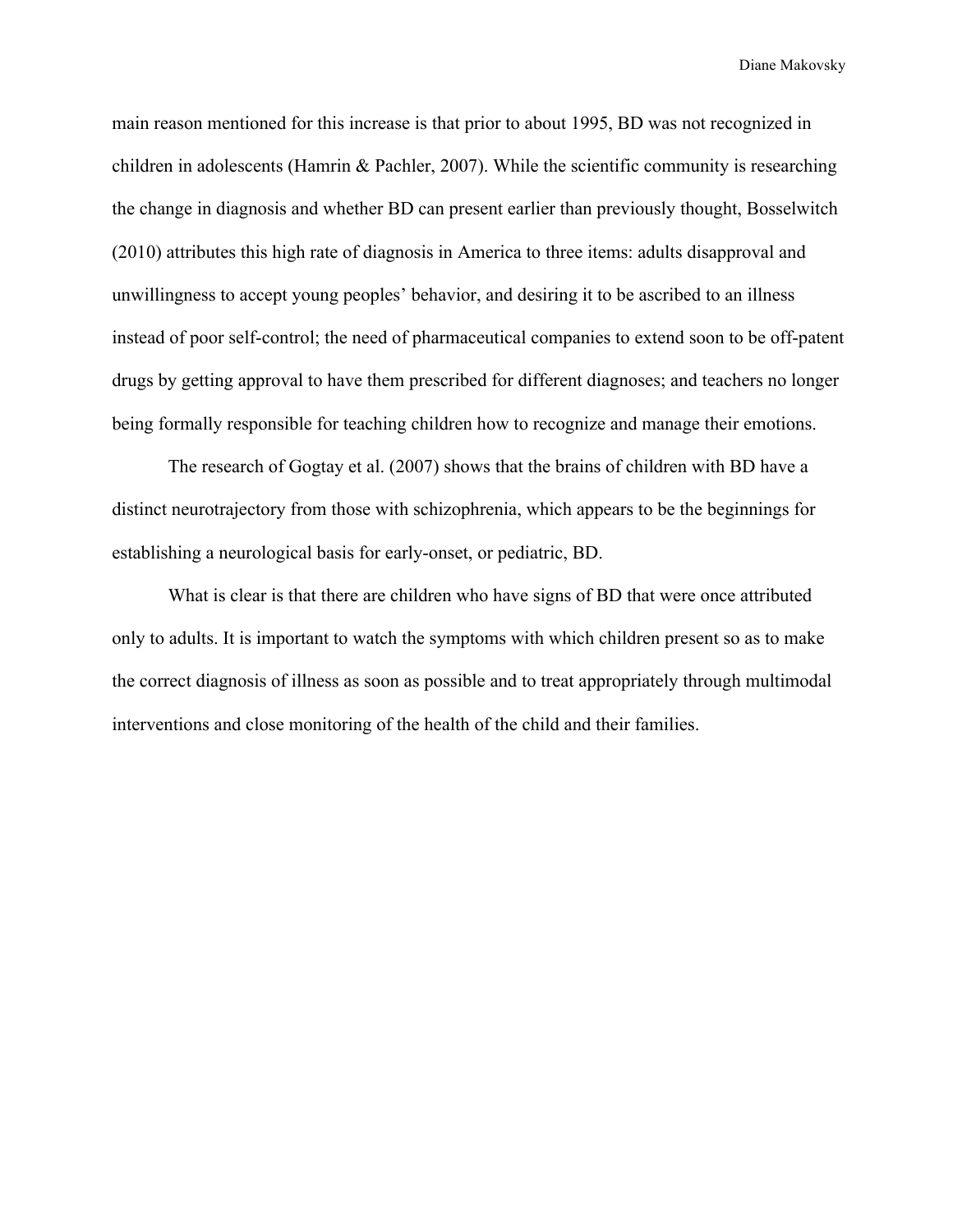main reason mentioned for this increase is that prior to about 1995, BD was not recognized in children in adolescents (Hamrin & Pachler, 2007). While the scientific community is researching the change in diagnosis and whether BD can present earlier than previously thought, Bosselwitch (2010) attributes this high rate of diagnosis in America to three items: adults disapproval and unwillingness to accept young peoples' behavior, and desiring it to be ascribed to an illness instead of poor self-control; the need of pharmaceutical companies to extend soon to be off-patent drugs by getting approval to have them prescribed for different diagnoses; and teachers no longer being formally responsible for teaching children how to recognize and manage their emotions.

The research of Gogtay et al. (2007) shows that the brains of children with BD have a distinct neurotrajectory from those with schizophrenia, which appears to be the beginnings for establishing a neurological basis for early-onset, or pediatric, BD.

What is clear is that there are children who have signs of BD that were once attributed only to adults. It is important to watch the symptoms with which children present so as to make the correct diagnosis of illness as soon as possible and to treat appropriately through multimodal interventions and close monitoring of the health of the child and their families.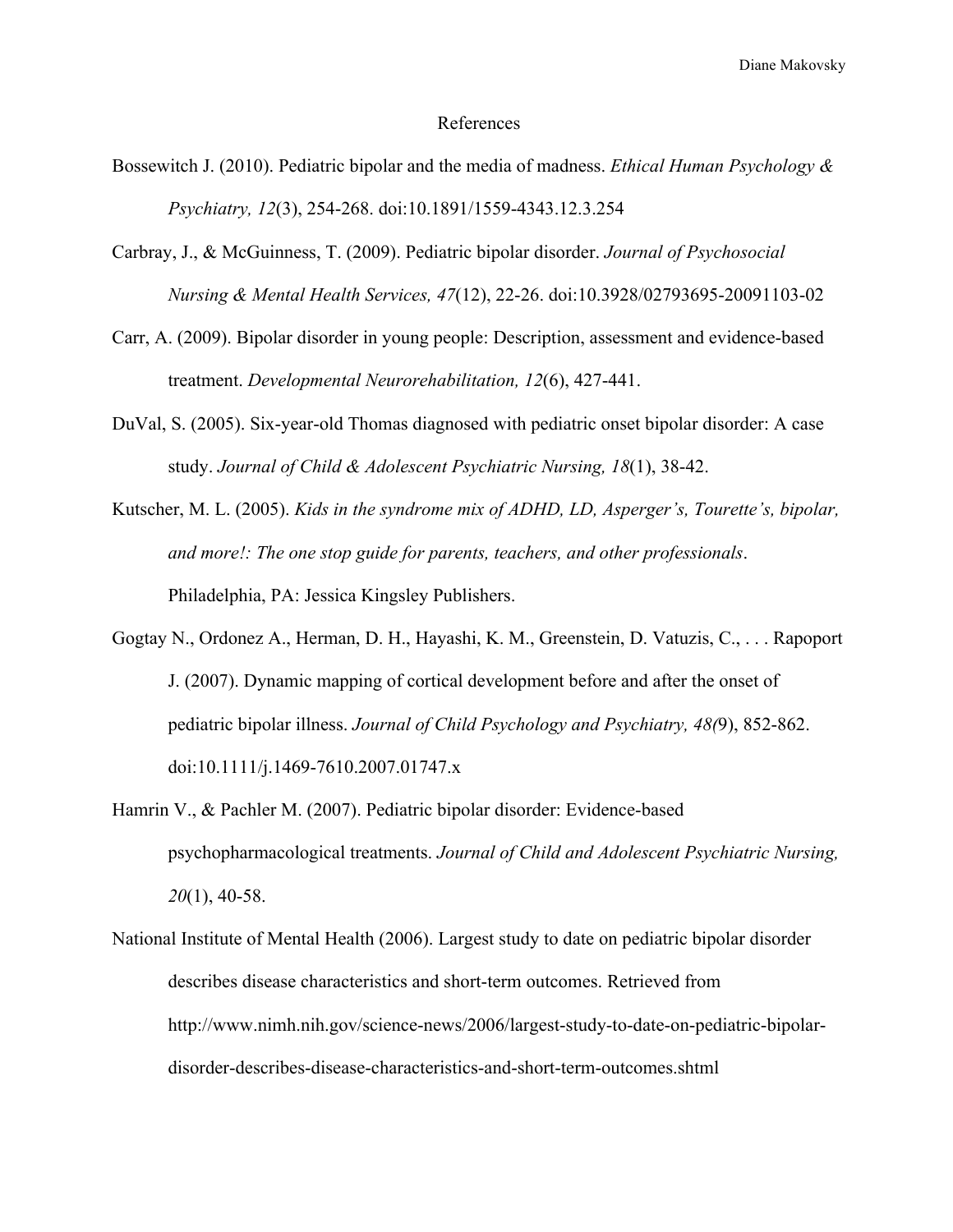# References

Bossewitch J. (2010). Pediatric bipolar and the media of madness. *Ethical Human Psychology & Psychiatry, 12*(3), 254-268. doi:10.1891/1559-4343.12.3.254

Carbray, J., & McGuinness, T. (2009). Pediatric bipolar disorder. *Journal of Psychosocial Nursing & Mental Health Services, 47*(12), 22-26. doi:10.3928/02793695-20091103-02

Carr, A. (2009). Bipolar disorder in young people: Description, assessment and evidence-based treatment. *Developmental Neurorehabilitation, 12*(6), 427-441.

DuVal, S. (2005). Six-year-old Thomas diagnosed with pediatric onset bipolar disorder: A case study. *Journal of Child & Adolescent Psychiatric Nursing, 18*(1), 38-42.

Kutscher, M. L. (2005). *Kids in the syndrome mix of ADHD, LD, Asperger's, Tourette's, bipolar, and more!: The one stop guide for parents, teachers, and other professionals*. Philadelphia, PA: Jessica Kingsley Publishers.

Gogtay N., Ordonez A., Herman, D. H., Hayashi, K. M., Greenstein, D. Vatuzis, C., . . . Rapoport J. (2007). Dynamic mapping of cortical development before and after the onset of pediatric bipolar illness. *Journal of Child Psychology and Psychiatry, 48(*9), 852-862. doi:10.1111/j.1469-7610.2007.01747.x

Hamrin V., & Pachler M. (2007). Pediatric bipolar disorder: Evidence-based psychopharmacological treatments. *Journal of Child and Adolescent Psychiatric Nursing, 20*(1), 40-58.

National Institute of Mental Health (2006). Largest study to date on pediatric bipolar disorder describes disease characteristics and short-term outcomes. Retrieved from http://www.nimh.nih.gov/science-news/2006/largest-study-to-date-on-pediatric-bipolar-disorder-describes-disease-characteristics-and-short-term-outcomes.shtml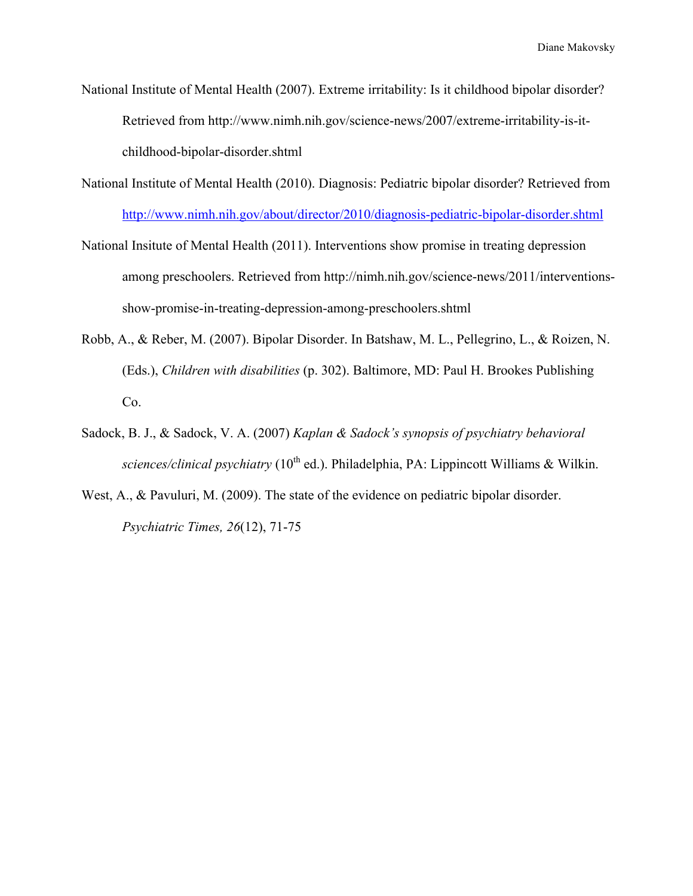National Institute of Mental Health (2007). Extreme irritability: Is it childhood bipolar disorder? Retrieved from http://www.nimh.nih.gov/science-news/2007/extreme-irritability-is-it-childhood-bipolar-disorder.shtml

National Institute of Mental Health (2010). Diagnosis: Pediatric bipolar disorder? Retrieved from http://www.nimh.nih.gov/about/director/2010/diagnosis-pediatric-bipolar-disorder.shtml

National Insitute of Mental Health (2011). Interventions show promise in treating depression among preschoolers. Retrieved from http://nimh.nih.gov/science-news/2011/interventions-show-promise-in-treating-depression-among-preschoolers.shtml

Robb, A., & Reber, M. (2007). Bipolar Disorder. In Batshaw, M. L., Pellegrino, L., & Roizen, N. (Eds.), *Children with disabilities* (p. 302). Baltimore, MD: Paul H. Brookes Publishing Co.

Sadock, B. J., & Sadock, V. A. (2007) *Kaplan & Sadock's synopsis of psychiatry behavioral sciences/clinical psychiatry* (10th ed.). Philadelphia, PA: Lippincott Williams & Wilkin.

West, A., & Pavuluri, M. (2009). The state of the evidence on pediatric bipolar disorder. *Psychiatric Times, 26*(12), 71-75